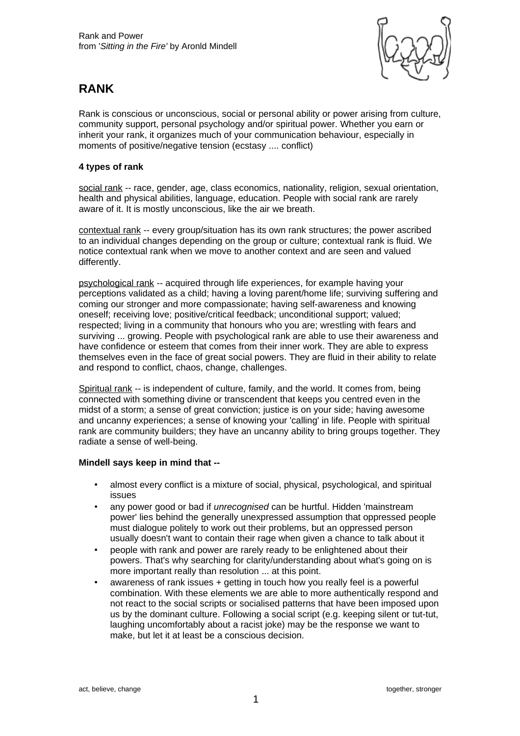Rank and Power
from '*Sitting in the Fire*' by Aronld Mindell

# RANK

Rank is conscious or unconscious, social or personal ability or power arising from culture, community support, personal psychology and/or spiritual power. Whether you earn or inherit your rank, it organizes much of your communication behaviour, especially in moments of positive/negative tension (ecstasy .... conflict)

**4 types of rank**

social rank -- race, gender, age, class economics, nationality, religion, sexual orientation, health and physical abilities, language, education. People with social rank are rarely aware of it. It is mostly unconscious, like the air we breath.

contextual rank -- every group/situation has its own rank structures; the power ascribed to an individual changes depending on the group or culture; contextual rank is fluid. We notice contextual rank when we move to another context and are seen and valued differently.

psychological rank -- acquired through life experiences, for example having your perceptions validated as a child; having a loving parent/home life; surviving suffering and coming our stronger and more compassionate; having self-awareness and knowing oneself; receiving love; positive/critical feedback; unconditional support; valued; respected; living in a community that honours who you are; wrestling with fears and surviving ... growing. People with psychological rank are able to use their awareness and have confidence or esteem that comes from their inner work. They are able to express themselves even in the face of great social powers. They are fluid in their ability to relate and respond to conflict, chaos, change, challenges.

Spiritual rank -- is independent of culture, family, and the world. It comes from, being connected with something divine or transcendent that keeps you centred even in the midst of a storm; a sense of great conviction; justice is on your side; having awesome and uncanny experiences; a sense of knowing your 'calling' in life. People with spiritual rank are community builders; they have an uncanny ability to bring groups together. They radiate a sense of well-being.

**Mindell says keep in mind that --**

- almost every conflict is a mixture of social, physical, psychological, and spiritual issues
- any power good or bad if *unrecognised* can be hurtful. Hidden 'mainstream power' lies behind the generally unexpressed assumption that oppressed people must dialogue politely to work out their problems, but an oppressed person usually doesn't want to contain their rage when given a chance to talk about it
- people with rank and power are rarely ready to be enlightened about their powers. That's why searching for clarity/understanding about what's going on is more important really than resolution ... at this point.
- awareness of rank issues + getting in touch how you really feel is a powerful combination. With these elements we are able to more authentically respond and not react to the social scripts or socialised patterns that have been imposed upon us by the dominant culture. Following a social script (e.g. keeping silent or tut-tut, laughing uncomfortably about a racist joke) may be the response we want to make, but let it at least be a conscious decision.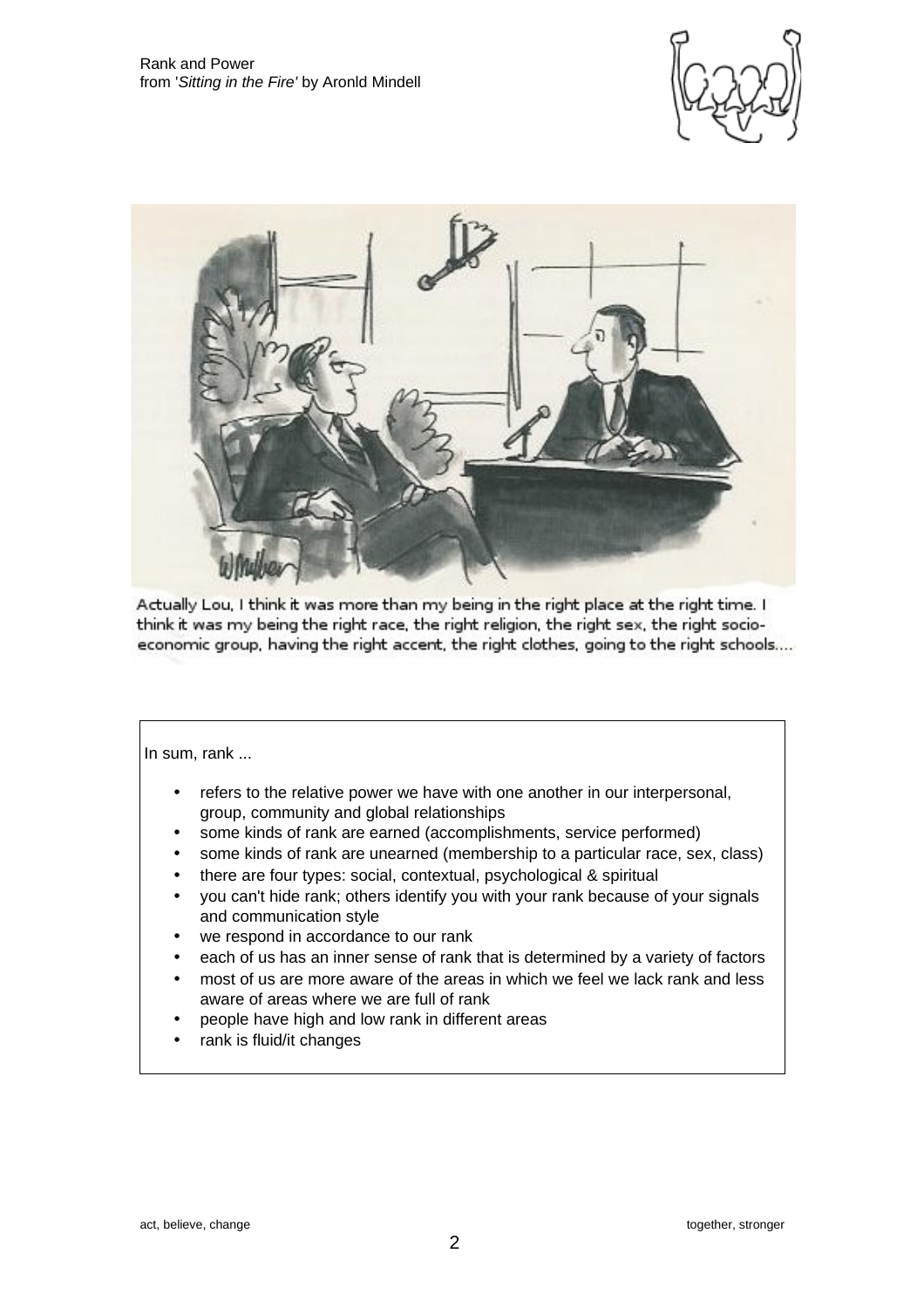Actually Lou, I think it was more than my being in the right place at the right time. I think it was my being the right race, the right religion, the right sex, the right socio-economic group, having the right accent, the right clothes, going to the right schools....

In sum, rank ...

- refers to the relative power we have with one another in our interpersonal, group, community and global relationships
- some kinds of rank are earned (accomplishments, service performed)
- some kinds of rank are unearned (membership to a particular race, sex, class)
- there are four types: social, contextual, psychological & spiritual
- you can't hide rank; others identify you with your rank because of your signals and communication style
- we respond in accordance to our rank
- each of us has an inner sense of rank that is determined by a variety of factors
- most of us are more aware of the areas in which we feel we lack rank and less aware of areas where we are full of rank
- people have high and low rank in different areas
- rank is fluid/it changes